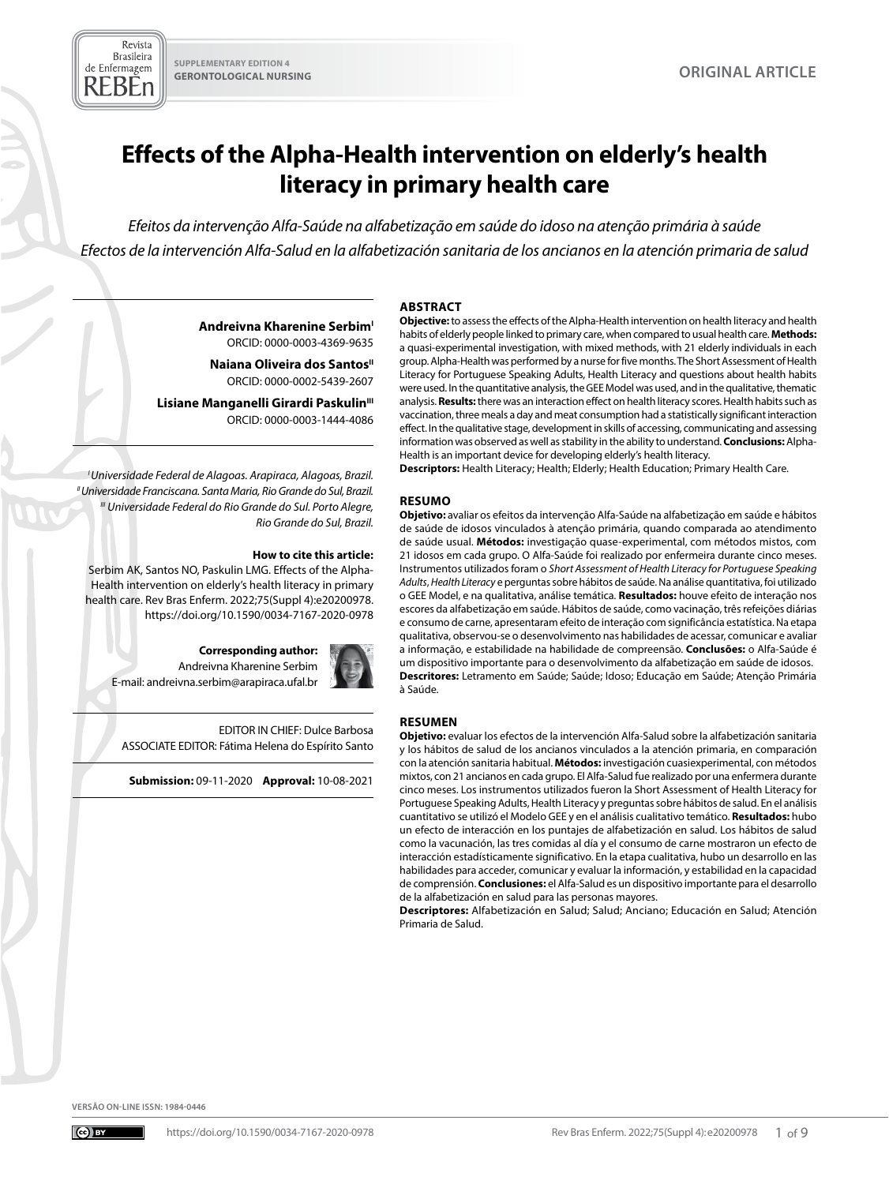SUPPLEMENTARY EDITION 4
GERONTOLOGICAL NURSING

ORIGINAL ARTICLE

# Effects of the Alpha-Health intervention on elderly's health literacy in primary health care

*Efeitos da intervenção Alfa-Saúde na alfabetização em saúde do idoso na atenção primária à saúde*

*Efectos de la intervención Alfa-Salud en la alfabetización sanitaria de los ancianos en la atención primaria de salud*

**Andreivna Kharenine Serbim**[I]
ORCID: 0000-0003-4369-9635

**Naiana Oliveira dos Santos**[II]
ORCID: 0000-0002-5439-2607

**Lisiane Manganelli Girardi Paskulin**[III]
ORCID: 0000-0003-1444-4086

[I] *Universidade Federal de Alagoas. Arapiraca, Alagoas, Brazil.*
[II] *Universidade Franciscana. Santa Maria, Rio Grande do Sul, Brazil.*
[III] *Universidade Federal do Rio Grande do Sul. Porto Alegre, Rio Grande do Sul, Brazil.*

**How to cite this article:**
Serbim AK, Santos NO, Paskulin LMG. Effects of the Alpha-Health intervention on elderly's health literacy in primary health care. Rev Bras Enferm. 2022;75(Suppl 4):e20200978. https://doi.org/10.1590/0034-7167-2020-0978

**Corresponding author:**
Andreivna Kharenine Serbim
E-mail: andreivna.serbim@arapiraca.ufal.br

EDITOR IN CHIEF: Dulce Barbosa
ASSOCIATE EDITOR: Fátima Helena do Espírito Santo

**Submission:** 09-11-2020 **Approval:** 10-08-2021

## ABSTRACT

**Objective:** to assess the effects of the Alpha-Health intervention on health literacy and health habits of elderly people linked to primary care, when compared to usual health care. **Methods:** a quasi-experimental investigation, with mixed methods, with 21 elderly individuals in each group. Alpha-Health was performed by a nurse for five months. The Short Assessment of Health Literacy for Portuguese Speaking Adults, Health Literacy and questions about health habits were used. In the quantitative analysis, the GEE Model was used, and in the qualitative, thematic analysis. **Results:** there was an interaction effect on health literacy scores. Health habits such as vaccination, three meals a day and meat consumption had a statistically significant interaction effect. In the qualitative stage, development in skills of accessing, communicating and assessing information was observed as well as stability in the ability to understand. **Conclusions:** Alpha-Health is an important device for developing elderly's health literacy.

**Descriptors:** Health Literacy; Health; Elderly; Health Education; Primary Health Care.

## RESUMO

**Objetivo:** avaliar os efeitos da intervenção Alfa-Saúde na alfabetização em saúde e hábitos de saúde de idosos vinculados à atenção primária, quando comparada ao atendimento de saúde usual. **Métodos:** investigação quase-experimental, com métodos mistos, com 21 idosos em cada grupo. O Alfa-Saúde foi realizado por enfermeira durante cinco meses. Instrumentos utilizados foram o *Short Assessment of Health Literacy for Portuguese Speaking Adults*, *Health Literacy* e perguntas sobre hábitos de saúde. Na análise quantitativa, foi utilizado o GEE Model, e na qualitativa, análise temática. **Resultados:** houve efeito de interação nos escores da alfabetização em saúde. Hábitos de saúde, como vacinação, três refeições diárias e consumo de carne, apresentaram efeito de interação com significância estatística. Na etapa qualitativa, observou-se o desenvolvimento nas habilidades de acessar, comunicar e avaliar a informação, e estabilidade na habilidade de compreensão. **Conclusões:** o Alfa-Saúde é um dispositivo importante para o desenvolvimento da alfabetização em saúde de idosos.

**Descritores:** Letramento em Saúde; Saúde; Idoso; Educação em Saúde; Atenção Primária à Saúde.

## RESUMEN

**Objetivo:** evaluar los efectos de la intervención Alfa-Salud sobre la alfabetización sanitaria y los hábitos de salud de los ancianos vinculados a la atención primaria, en comparación con la atención sanitaria habitual. **Métodos:** investigación cuasiexperimental, con métodos mixtos, con 21 ancianos en cada grupo. El Alfa-Salud fue realizado por una enfermera durante cinco meses. Los instrumentos utilizados fueron la Short Assessment of Health Literacy for Portuguese Speaking Adults, Health Literacy y preguntas sobre hábitos de salud. En el análisis cuantitativo se utilizó el Modelo GEE y en el análisis cualitativo temático. **Resultados:** hubo un efecto de interacción en los puntajes de alfabetización en salud. Los hábitos de salud como la vacunación, las tres comidas al día y el consumo de carne mostraron un efecto de interacción estadísticamente significativo. En la etapa cualitativa, hubo un desarrollo en las habilidades para acceder, comunicar y evaluar la información, y estabilidad en la capacidad de comprensión. **Conclusiones:** el Alfa-Salud es un dispositivo importante para el desarrollo de la alfabetización en salud para las personas mayores.

**Descriptores:** Alfabetización en Salud; Salud; Anciano; Educación en Salud; Atención Primaria de Salud.

VERSÃO ON-LINE ISSN: 1984-0446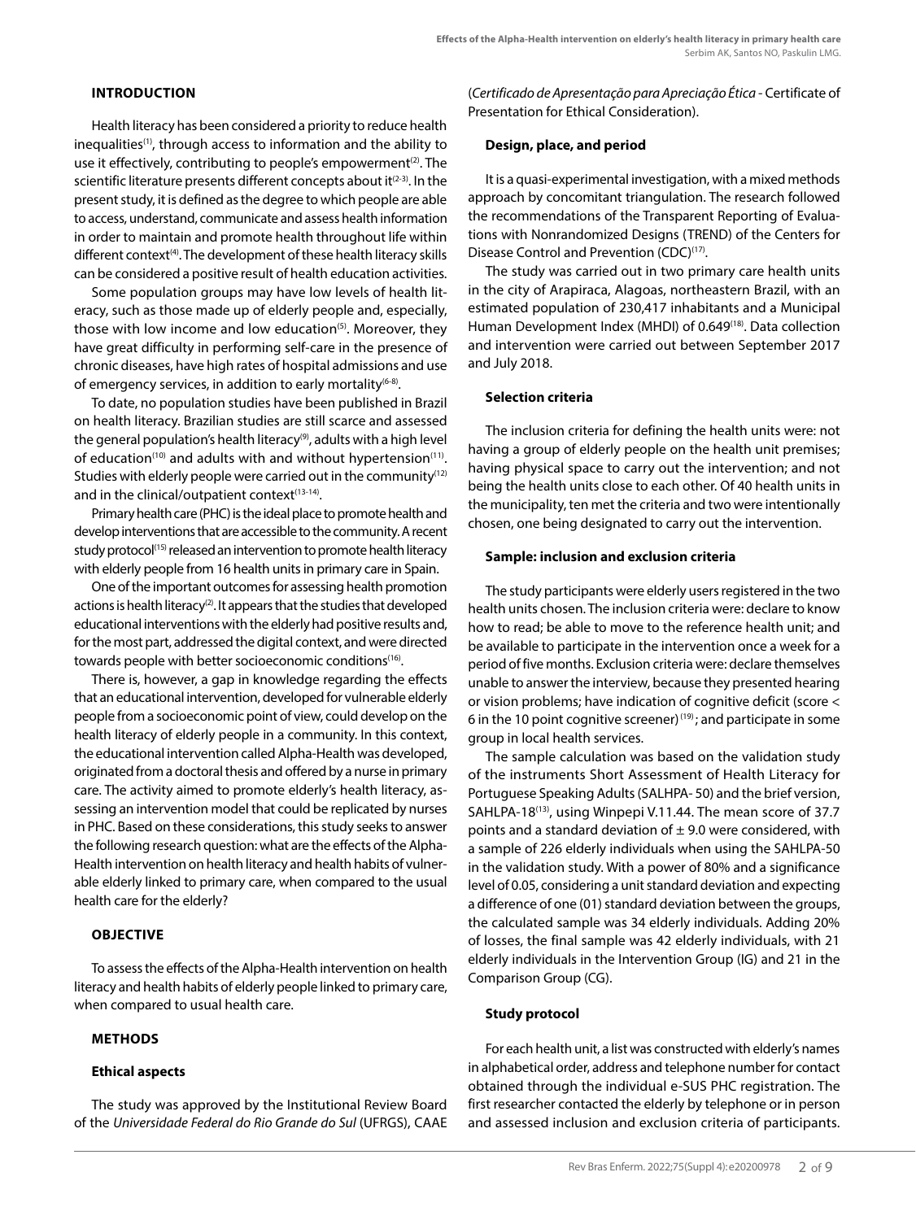## INTRODUCTION

Health literacy has been considered a priority to reduce health inequalities[1], through access to information and the ability to use it effectively, contributing to people's empowerment[2]. The scientific literature presents different concepts about it[2-3]. In the present study, it is defined as the degree to which people are able to access, understand, communicate and assess health information in order to maintain and promote health throughout life within different context[4]. The development of these health literacy skills can be considered a positive result of health education activities.

Some population groups may have low levels of health literacy, such as those made up of elderly people and, especially, those with low income and low education[5]. Moreover, they have great difficulty in performing self-care in the presence of chronic diseases, have high rates of hospital admissions and use of emergency services, in addition to early mortality[6-8].

To date, no population studies have been published in Brazil on health literacy. Brazilian studies are still scarce and assessed the general population's health literacy[9], adults with a high level of education[10] and adults with and without hypertension[11]. Studies with elderly people were carried out in the community[12] and in the clinical/outpatient context[13-14].

Primary health care (PHC) is the ideal place to promote health and develop interventions that are accessible to the community. A recent study protocol[15] released an intervention to promote health literacy with elderly people from 16 health units in primary care in Spain.

One of the important outcomes for assessing health promotion actions is health literacy[2]. It appears that the studies that developed educational interventions with the elderly had positive results and, for the most part, addressed the digital context, and were directed towards people with better socioeconomic conditions[16].

There is, however, a gap in knowledge regarding the effects that an educational intervention, developed for vulnerable elderly people from a socioeconomic point of view, could develop on the health literacy of elderly people in a community. In this context, the educational intervention called Alpha-Health was developed, originated from a doctoral thesis and offered by a nurse in primary care. The activity aimed to promote elderly's health literacy, assessing an intervention model that could be replicated by nurses in PHC. Based on these considerations, this study seeks to answer the following research question: what are the effects of the Alpha-Health intervention on health literacy and health habits of vulnerable elderly linked to primary care, when compared to the usual health care for the elderly?

## OBJECTIVE

To assess the effects of the Alpha-Health intervention on health literacy and health habits of elderly people linked to primary care, when compared to usual health care.

## METHODS

### Ethical aspects

The study was approved by the Institutional Review Board of the *Universidade Federal do Rio Grande do Sul* (UFRGS), CAAE (*Certificado de Apresentação para Apreciação Ética* - Certificate of Presentation for Ethical Consideration).

### Design, place, and period

It is a quasi-experimental investigation, with a mixed methods approach by concomitant triangulation. The research followed the recommendations of the Transparent Reporting of Evaluations with Nonrandomized Designs (TREND) of the Centers for Disease Control and Prevention (CDC)[17].

The study was carried out in two primary care health units in the city of Arapiraca, Alagoas, northeastern Brazil, with an estimated population of 230,417 inhabitants and a Municipal Human Development Index (MHDI) of 0.649[18]. Data collection and intervention were carried out between September 2017 and July 2018.

### Selection criteria

The inclusion criteria for defining the health units were: not having a group of elderly people on the health unit premises; having physical space to carry out the intervention; and not being the health units close to each other. Of 40 health units in the municipality, ten met the criteria and two were intentionally chosen, one being designated to carry out the intervention.

### Sample: inclusion and exclusion criteria

The study participants were elderly users registered in the two health units chosen. The inclusion criteria were: declare to know how to read; be able to move to the reference health unit; and be available to participate in the intervention once a week for a period of five months. Exclusion criteria were: declare themselves unable to answer the interview, because they presented hearing or vision problems; have indication of cognitive deficit (score < 6 in the 10 point cognitive screener)[19]; and participate in some group in local health services.

The sample calculation was based on the validation study of the instruments Short Assessment of Health Literacy for Portuguese Speaking Adults (SALHPA- 50) and the brief version, SAHLPA-18[13], using Winpepi V.11.44. The mean score of 37.7 points and a standard deviation of ± 9.0 were considered, with a sample of 226 elderly individuals when using the SAHLPA-50 in the validation study. With a power of 80% and a significance level of 0.05, considering a unit standard deviation and expecting a difference of one (01) standard deviation between the groups, the calculated sample was 34 elderly individuals. Adding 20% of losses, the final sample was 42 elderly individuals, with 21 elderly individuals in the Intervention Group (IG) and 21 in the Comparison Group (CG).

### Study protocol

For each health unit, a list was constructed with elderly's names in alphabetical order, address and telephone number for contact obtained through the individual e-SUS PHC registration. The first researcher contacted the elderly by telephone or in person and assessed inclusion and exclusion criteria of participants.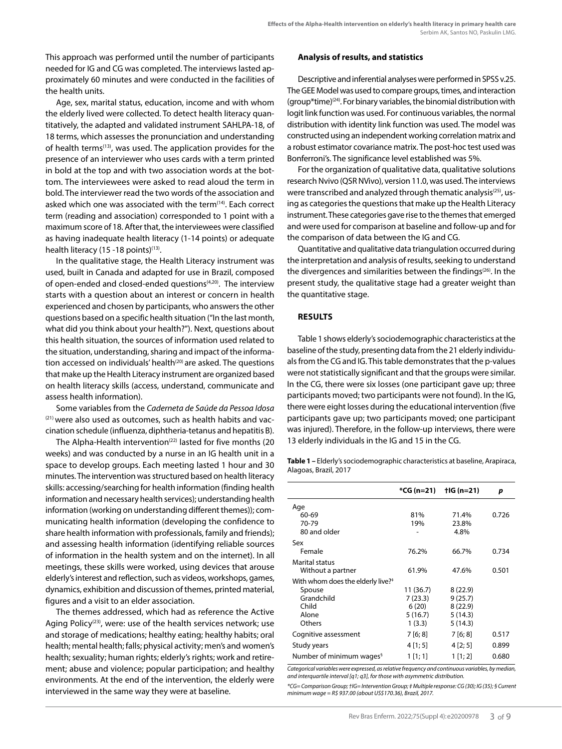This approach was performed until the number of participants needed for IG and CG was completed. The interviews lasted approximately 60 minutes and were conducted in the facilities of the health units.

Age, sex, marital status, education, income and with whom the elderly lived were collected. To detect health literacy quantitatively, the adapted and validated instrument SAHLPA-18, of 18 terms, which assesses the pronunciation and understanding of health terms[13], was used. The application provides for the presence of an interviewer who uses cards with a term printed in bold at the top and with two association words at the bottom. The interviewees were asked to read aloud the term in bold. The interviewer read the two words of the association and asked which one was associated with the term[14]. Each correct term (reading and association) corresponded to 1 point with a maximum score of 18. After that, the interviewees were classified as having inadequate health literacy (1-14 points) or adequate health literacy (15 -18 points)[13].

In the qualitative stage, the Health Literacy instrument was used, built in Canada and adapted for use in Brazil, composed of open-ended and closed-ended questions[4,20]. The interview starts with a question about an interest or concern in health experienced and chosen by participants, who answers the other questions based on a specific health situation ("In the last month, what did you think about your health?"). Next, questions about this health situation, the sources of information used related to the situation, understanding, sharing and impact of the information accessed on individuals' health[20] are asked. The questions that make up the Health Literacy instrument are organized based on health literacy skills (access, understand, communicate and assess health information).

Some variables from the *Caderneta de Saúde da Pessoa Idosa* [21] were also used as outcomes, such as health habits and vaccination schedule (influenza, diphtheria-tetanus and hepatitis B).

The Alpha-Health intervention[22] lasted for five months (20 weeks) and was conducted by a nurse in an IG health unit in a space to develop groups. Each meeting lasted 1 hour and 30 minutes. The intervention was structured based on health literacy skills: accessing/searching for health information (finding health information and necessary health services); understanding health information (working on understanding different themes)); communicating health information (developing the confidence to share health information with professionals, family and friends); and assessing health information (identifying reliable sources of information in the health system and on the internet). In all meetings, these skills were worked, using devices that arouse elderly's interest and reflection, such as videos, workshops, games, dynamics, exhibition and discussion of themes, printed material, figures and a visit to an elder association.

The themes addressed, which had as reference the Active Aging Policy[23], were: use of the health services network; use and storage of medications; healthy eating; healthy habits; oral health; mental health; falls; physical activity; men's and women's health; sexuality; human rights; elderly's rights; work and retirement; abuse and violence; popular participation; and healthy environments. At the end of the intervention, the elderly were interviewed in the same way they were at baseline.

#### Analysis of results, and statistics

Descriptive and inferential analyses were performed in SPSS v.25. The GEE Model was used to compare groups, times, and interaction (group*time)[24]. For binary variables, the binomial distribution with logit link function was used. For continuous variables, the normal distribution with identity link function was used. The model was constructed using an independent working correlation matrix and a robust estimator covariance matrix. The post-hoc test used was Bonferroni's. The significance level established was 5%.

For the organization of qualitative data, qualitative solutions research Nvivo (QSR NVivo), version 11.0, was used. The interviews were transcribed and analyzed through thematic analysis[25], using as categories the questions that make up the Health Literacy instrument. These categories gave rise to the themes that emerged and were used for comparison at baseline and follow-up and for the comparison of data between the IG and CG.

Quantitative and qualitative data triangulation occurred during the interpretation and analysis of results, seeking to understand the divergences and similarities between the findings[26]. In the present study, the qualitative stage had a greater weight than the quantitative stage.

## RESULTS

Table 1 shows elderly's sociodemographic characteristics at the baseline of the study, presenting data from the 21 elderly individuals from the CG and IG. This table demonstrates that the p-values were not statistically significant and that the groups were similar. In the CG, there were six losses (one participant gave up; three participants moved; two participants were not found). In the IG, there were eight losses during the educational intervention (five participants gave up; two participants moved; one participant was injured). Therefore, in the follow-up interviews, there were 13 elderly individuals in the IG and 15 in the CG.

**Table 1 –** Elderly's sociodemographic characteristics at baseline, Arapiraca, Alagoas, Brazil, 2017

| | *CG (n=21) | †IG (n=21) | p |
|---|---|---|---|
| Age | | | |
| 60-69 | 81% | 71.4% | 0.726 |
| 70-79 | 19% | 23.8% | |
| 80 and older | - | 4.8% | |
| Sex | | | |
| Female | 76.2% | 66.7% | 0.734 |
| Marital status | | | |
| Without a partner | 61.9% | 47.6% | 0.501 |
| With whom does the elderly live?‡ | | | |
| Spouse | 11 (36.7) | 8 (22.9) | |
| Grandchild | 7 (23.3) | 9 (25.7) | |
| Child | 6 (20) | 8 (22.9) | |
| Alone | 5 (16.7) | 5 (14.3) | |
| Others | 1 (3.3) | 5 (14.3) | |
| Cognitive assessment | 7 [6; 8] | 7 [6; 8] | 0.517 |
| Study years | 4 [1; 5] | 4 [2; 5] | 0.899 |
| Number of minimum wages§ | 1 [1; 1] | 1 [1; 2] | 0.680 |

*Categorical variables were expressed, as relative frequency and continuous variables, by median, and interquartile interval [q1; q3], for those with asymmetric distribution.*

*\*CG= Comparison Group; †IG= Intervention Group; ‡ Multiple response: CG (30); IG (35); § Current minimum wage = R$ 937.00 (about US$170.36), Brazil, 2017.*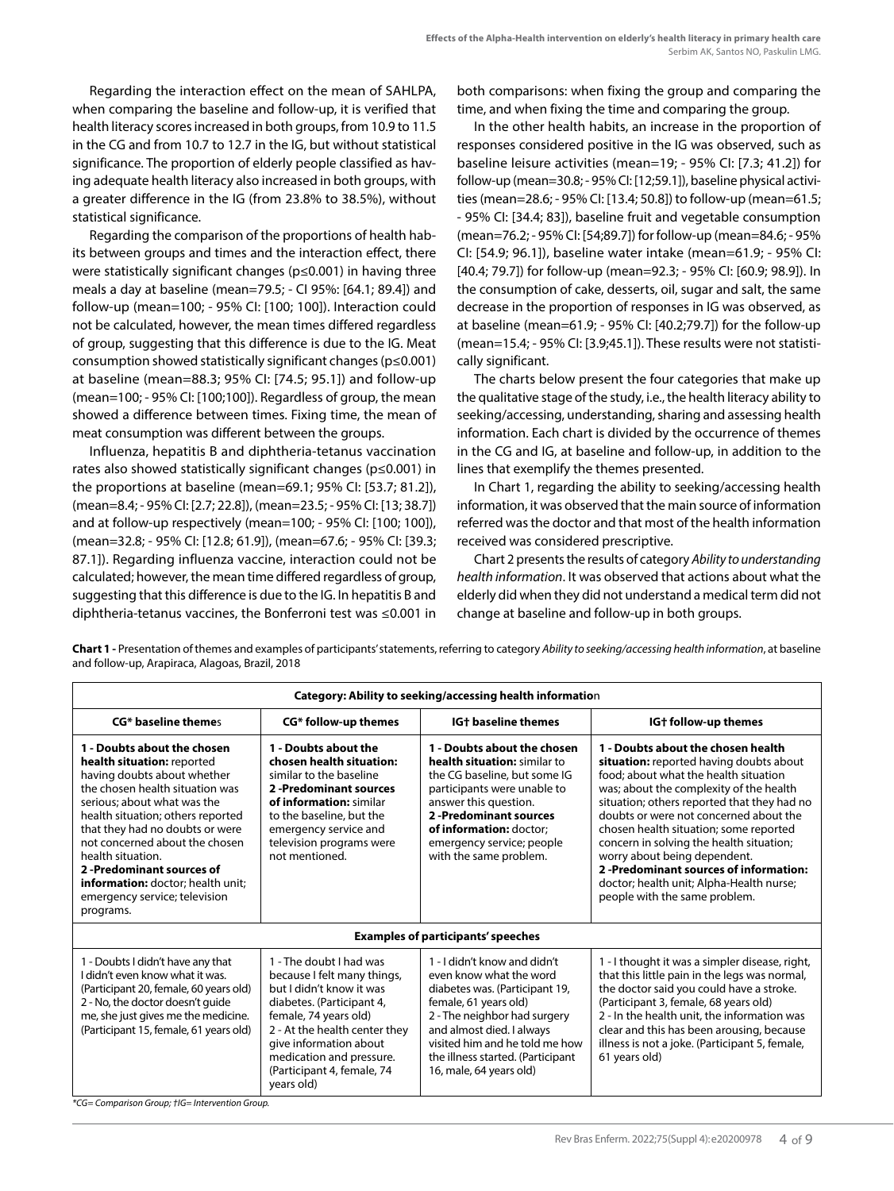Regarding the interaction effect on the mean of SAHLPA, when comparing the baseline and follow-up, it is verified that health literacy scores increased in both groups, from 10.9 to 11.5 in the CG and from 10.7 to 12.7 in the IG, but without statistical significance. The proportion of elderly people classified as having adequate health literacy also increased in both groups, with a greater difference in the IG (from 23.8% to 38.5%), without statistical significance.

Regarding the comparison of the proportions of health habits between groups and times and the interaction effect, there were statistically significant changes (p≤0.001) in having three meals a day at baseline (mean=79.5; - CI 95%: [64.1; 89.4]) and follow-up (mean=100; - 95% CI: [100; 100]). Interaction could not be calculated, however, the mean times differed regardless of group, suggesting that this difference is due to the IG. Meat consumption showed statistically significant changes (p≤0.001) at baseline (mean=88.3; 95% CI: [74.5; 95.1]) and follow-up (mean=100; - 95% CI: [100;100]). Regardless of group, the mean showed a difference between times. Fixing time, the mean of meat consumption was different between the groups.

Influenza, hepatitis B and diphtheria-tetanus vaccination rates also showed statistically significant changes (p≤0.001) in the proportions at baseline (mean=69.1; 95% CI: [53.7; 81.2]), (mean=8.4; - 95% CI: [2.7; 22.8]), (mean=23.5; - 95% CI: [13; 38.7]) and at follow-up respectively (mean=100; - 95% CI: [100; 100]), (mean=32.8; - 95% CI: [12.8; 61.9]), (mean=67.6; - 95% CI: [39.3; 87.1]). Regarding influenza vaccine, interaction could not be calculated; however, the mean time differed regardless of group, suggesting that this difference is due to the IG. In hepatitis B and diphtheria-tetanus vaccines, the Bonferroni test was ≤0.001 in both comparisons: when fixing the group and comparing the time, and when fixing the time and comparing the group.

In the other health habits, an increase in the proportion of responses considered positive in the IG was observed, such as baseline leisure activities (mean=19; - 95% CI: [7.3; 41.2]) for follow-up (mean=30.8; - 95% CI: [12;59.1]), baseline physical activities (mean=28.6; - 95% CI: [13.4; 50.8]) to follow-up (mean=61.5; - 95% CI: [34.4; 83]), baseline fruit and vegetable consumption (mean=76.2; - 95% CI: [54;89.7]) for follow-up (mean=84.6; - 95% CI: [54.9; 96.1]), baseline water intake (mean=61.9; - 95% CI: [40.4; 79.7]) for follow-up (mean=92.3; - 95% CI: [60.9; 98.9]). In the consumption of cake, desserts, oil, sugar and salt, the same decrease in the proportion of responses in IG was observed, as at baseline (mean=61.9; - 95% CI: [40.2;79.7]) for the follow-up (mean=15.4; - 95% CI: [3.9;45.1]). These results were not statistically significant.

The charts below present the four categories that make up the qualitative stage of the study, i.e., the health literacy ability to seeking/accessing, understanding, sharing and assessing health information. Each chart is divided by the occurrence of themes in the CG and IG, at baseline and follow-up, in addition to the lines that exemplify the themes presented.

In Chart 1, regarding the ability to seeking/accessing health information, it was observed that the main source of information referred was the doctor and that most of the health information received was considered prescriptive.

Chart 2 presents the results of category *Ability to understanding health information*. It was observed that actions about what the elderly did when they did not understand a medical term did not change at baseline and follow-up in both groups.

**Chart 1 -** Presentation of themes and examples of participants' statements, referring to category *Ability to seeking/accessing health information*, at baseline and follow-up, Arapiraca, Alagoas, Brazil, 2018

| **Category: Ability to seeking/accessing health information** | | | |
|---|---|---|---|
| **CG\* baseline themes** | **CG\* follow-up themes** | **IG† baseline themes** | **IG† follow-up themes** |
| **1 - Doubts about the chosen health situation:** reported having doubts about whether the chosen health situation was serious; about what was the health situation; others reported that they had no doubts or were not concerned about the chosen health situation.<br>**2 -Predominant sources of information:** doctor; health unit; emergency service; television programs. | **1 - Doubts about the chosen health situation:** similar to the baseline<br>**2 -Predominant sources of information:** similar to the baseline, but the emergency service and television programs were not mentioned. | **1 - Doubts about the chosen health situation:** similar to the CG baseline, but some IG participants were unable to answer this question.<br>**2 -Predominant sources of information:** doctor; emergency service; people with the same problem. | **1 - Doubts about the chosen health situation:** reported having doubts about food; about what the health situation was; about the complexity of the health situation; others reported that they had no doubts or were not concerned about the chosen health situation; some reported concern in solving the health situation; worry about being dependent.<br>**2 -Predominant sources of information:** doctor; health unit; Alpha-Health nurse; people with the same problem. |
| **Examples of participants' speeches** | | | |
| 1 - Doubts I didn't have any that I didn't even know what it was. (Participant 20, female, 60 years old)<br>2 - No, the doctor doesn't guide me, she just gives me the medicine. (Participant 15, female, 61 years old) | 1 - The doubt I had was because I felt many things, but I didn't know it was diabetes. (Participant 4, female, 74 years old)<br>2 - At the health center they give information about medication and pressure. (Participant 4, female, 74 years old) | 1 - I didn't know and didn't even know what the word diabetes was. (Participant 19, female, 61 years old)<br>2 - The neighbor had surgery and almost died. I always visited him and he told me how the illness started. (Participant 16, male, 64 years old) | 1 - I thought it was a simpler disease, right, that this little pain in the legs was normal, the doctor said you could have a stroke. (Participant 3, female, 68 years old)<br>2 - In the health unit, the information was clear and this has been arousing, because illness is not a joke. (Participant 5, female, 61 years old) |

*\*CG= Comparison Group; †IG= Intervention Group.*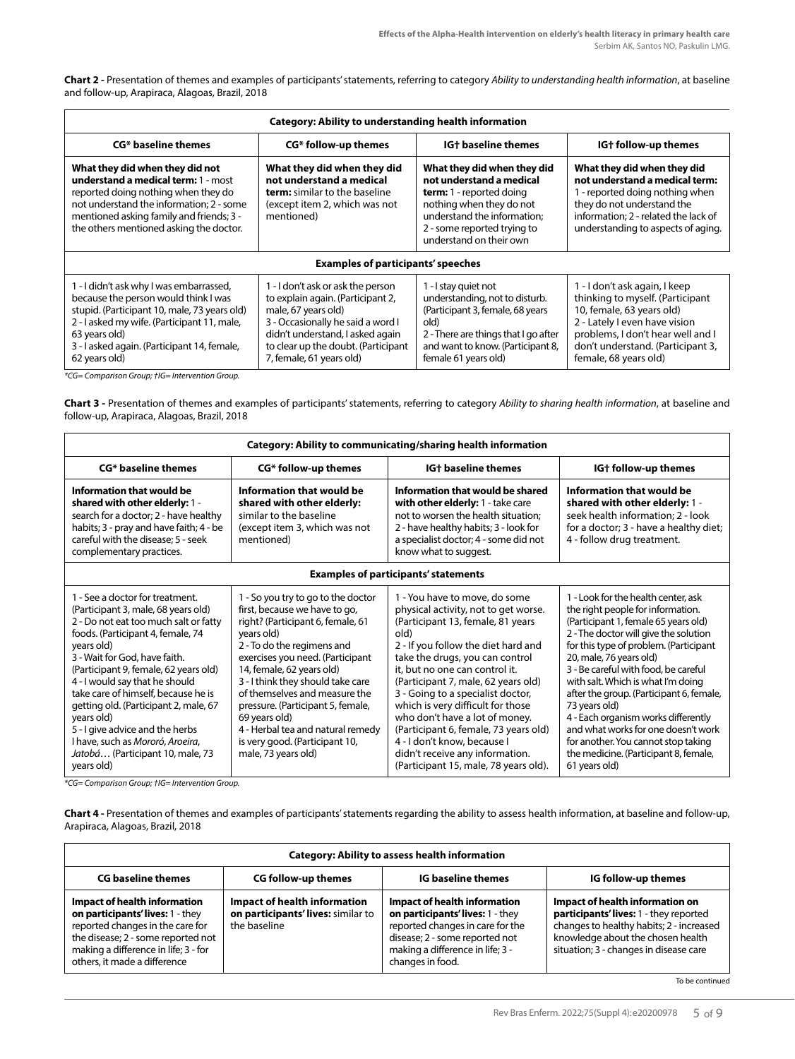**Chart 2 -** Presentation of themes and examples of participants' statements, referring to category *Ability to understanding health information*, at baseline and follow-up, Arapiraca, Alagoas, Brazil, 2018

| **Category: Ability to understanding health information** | | | |
|---|---|---|---|
| **CG* baseline themes** | **CG* follow-up themes** | **IG† baseline themes** | **IG† follow-up themes** |
| **What they did when they did not understand a medical term:** 1 - most reported doing nothing when they do not understand the information; 2 - some mentioned asking family and friends; 3 - the others mentioned asking the doctor. | **What they did when they did not understand a medical term:** similar to the baseline (except item 2, which was not mentioned) | **What they did when they did not understand a medical term:** 1 - reported doing nothing when they do not understand the information; 2 - some reported trying to understand on their own | **What they did when they did not understand a medical term:** 1 - reported doing nothing when they do not understand the information; 2 - related the lack of understanding to aspects of aging. |
| **Examples of participants' speeches** | | | |
| 1 - I didn't ask why I was embarrassed, because the person would think I was stupid. (Participant 10, male, 73 years old) 2 - I asked my wife. (Participant 11, male, 63 years old) 3 - I asked again. (Participant 14, female, 62 years old) | 1 - I don't ask or ask the person to explain again. (Participant 2, male, 67 years old) 3 - Occasionally he said a word I didn't understand, I asked again to clear up the doubt. (Participant 7, female, 61 years old) | 1 - I stay quiet not understanding, not to disturb. (Participant 3, female, 68 years old) 2 - There are things that I go after and want to know. (Participant 8, female 61 years old) | 1 - I don't ask again, I keep thinking to myself. (Participant 10, female, 63 years old) 2 - Lately I even have vision problems, I don't hear well and I don't understand. (Participant 3, female, 68 years old) |

*\*CG= Comparison Group; †IG= Intervention Group.*

**Chart 3 -** Presentation of themes and examples of participants' statements, referring to category *Ability to sharing health information*, at baseline and follow-up, Arapiraca, Alagoas, Brazil, 2018

| **Category: Ability to communicating/sharing health information** | | | |
|---|---|---|---|
| **CG* baseline themes** | **CG* follow-up themes** | **IG† baseline themes** | **IG† follow-up themes** |
| **Information that would be shared with other elderly:** 1 - search for a doctor; 2 - have healthy habits; 3 - pray and have faith; 4 - be careful with the disease; 5 - seek complementary practices. | **Information that would be shared with other elderly:** similar to the baseline (except item 3, which was not mentioned) | **Information that would be shared with other elderly:** 1 - take care not to worsen the health situation; 2 - have healthy habits; 3 - look for a specialist doctor; 4 - some did not know what to suggest. | **Information that would be shared with other elderly:** 1 - seek health information; 2 - look for a doctor; 3 - have a healthy diet; 4 - follow drug treatment. |
| **Examples of participants' statements** | | | |
| 1 - See a doctor for treatment. (Participant 3, male, 68 years old) 2 - Do not eat too much salt or fatty foods. (Participant 4, female, 74 years old) 3 - Wait for God, have faith. (Participant 9, female, 62 years old) 4 - I would say that he should take care of himself, because he is getting old. (Participant 2, male, 67 years old) 5 - I give advice and the herbs I have, such as *Mororó*, *Aroeira*, *Jatobá*… (Participant 10, male, 73 years old) | 1 - So you try to go to the doctor first, because we have to go, right? (Participant 6, female, 61 years old) 2 - To do the regimens and exercises you need. (Participant 14, female, 62 years old) 3 - I think they should take care of themselves and measure the pressure. (Participant 5, female, 69 years old) 4 - Herbal tea and natural remedy is very good. (Participant 10, male, 73 years old) | 1 - You have to move, do some physical activity, not to get worse. (Participant 13, female, 81 years old) 2 - If you follow the diet hard and take the drugs, you can control it, but no one can control it. (Participant 7, male, 62 years old) 3 - Going to a specialist doctor, which is very difficult for those who don't have a lot of money. (Participant 6, female, 73 years old) 4 - I don't know, because I didn't receive any information. (Participant 15, male, 78 years old). | 1 - Look for the health center, ask the right people for information. (Participant 1, female 65 years old) 2 - The doctor will give the solution for this type of problem. (Participant 20, male, 76 years old) 3 - Be careful with food, be careful with salt. Which is what I'm doing after the group. (Participant 6, female, 73 years old) 4 - Each organism works differently and what works for one doesn't work for another. You cannot stop taking the medicine. (Participant 8, female, 61 years old) |

*\*CG= Comparison Group; †IG= Intervention Group.*

**Chart 4 -** Presentation of themes and examples of participants' statements regarding the ability to assess health information, at baseline and follow-up, Arapiraca, Alagoas, Brazil, 2018

| **Category: Ability to assess health information** | | | |
|---|---|---|---|
| **CG baseline themes** | **CG follow-up themes** | **IG baseline themes** | **IG follow-up themes** |
| **Impact of health information on participants' lives:** 1 - they reported changes in the care for the disease; 2 - some reported not making a difference in life; 3 - for others, it made a difference | **Impact of health information on participants' lives:** similar to the baseline | **Impact of health information on participants' lives:** 1 - they reported changes in care for the disease; 2 - some reported not making a difference in life; 3 - changes in food. | **Impact of health information on participants' lives:** 1 - they reported changes to healthy habits; 2 - increased knowledge about the chosen health situation; 3 - changes in disease care |

To be continued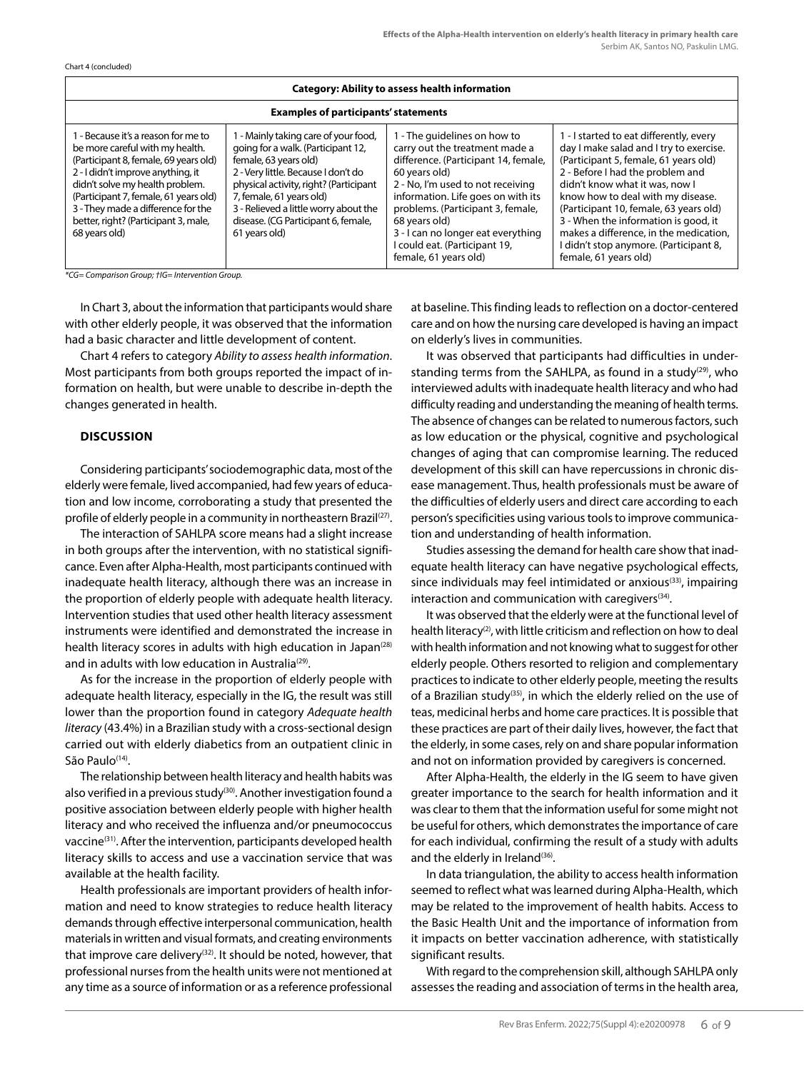Chart 4 (concluded)

| Category: Ability to assess health information | | | |
|---|---|---|---|
| Examples of participants' statements | | | |
| 1 - Because it's a reason for me to be more careful with my health. (Participant 8, female, 69 years old) 2 - I didn't improve anything, it didn't solve my health problem. (Participant 7, female, 61 years old) 3 - They made a difference for the better, right? (Participant 3, male, 68 years old) | 1 - Mainly taking care of your food, going for a walk. (Participant 12, female, 63 years old) 2 - Very little. Because I don't do physical activity, right? (Participant 7, female, 61 years old) 3 - Relieved a little worry about the disease. (CG Participant 6, female, 61 years old) | 1 - The guidelines on how to carry out the treatment made a difference. (Participant 14, female, 60 years old) 2 - No, I'm used to not receiving information. Life goes on with its problems. (Participant 3, female, 68 years old) 3 - I can no longer eat everything I could eat. (Participant 19, female, 61 years old) | 1 - I started to eat differently, every day I make salad and I try to exercise. (Participant 5, female, 61 years old) 2 - Before I had the problem and didn't know what it was, now I know how to deal with my disease. (Participant 10, female, 63 years old) 3 - When the information is good, it makes a difference, in the medication, I didn't stop anymore. (Participant 8, female, 61 years old) |

*CG= Comparison Group; †IG= Intervention Group.*

In Chart 3, about the information that participants would share with other elderly people, it was observed that the information had a basic character and little development of content.

Chart 4 refers to category *Ability to assess health information*. Most participants from both groups reported the impact of information on health, but were unable to describe in-depth the changes generated in health.

## DISCUSSION

Considering participants' sociodemographic data, most of the elderly were female, lived accompanied, had few years of education and low income, corroborating a study that presented the profile of elderly people in a community in northeastern Brazil[27].

The interaction of SAHLPA score means had a slight increase in both groups after the intervention, with no statistical significance. Even after Alpha-Health, most participants continued with inadequate health literacy, although there was an increase in the proportion of elderly people with adequate health literacy. Intervention studies that used other health literacy assessment instruments were identified and demonstrated the increase in health literacy scores in adults with high education in Japan[28] and in adults with low education in Australia[29].

As for the increase in the proportion of elderly people with adequate health literacy, especially in the IG, the result was still lower than the proportion found in category *Adequate health literacy* (43.4%) in a Brazilian study with a cross-sectional design carried out with elderly diabetics from an outpatient clinic in São Paulo[14].

The relationship between health literacy and health habits was also verified in a previous study[30]. Another investigation found a positive association between elderly people with higher health literacy and who received the influenza and/or pneumococcus vaccine[31]. After the intervention, participants developed health literacy skills to access and use a vaccination service that was available at the health facility.

Health professionals are important providers of health information and need to know strategies to reduce health literacy demands through effective interpersonal communication, health materials in written and visual formats, and creating environments that improve care delivery[32]. It should be noted, however, that professional nurses from the health units were not mentioned at any time as a source of information or as a reference professional at baseline. This finding leads to reflection on a doctor-centered care and on how the nursing care developed is having an impact on elderly's lives in communities.

It was observed that participants had difficulties in understanding terms from the SAHLPA, as found in a study[29], who interviewed adults with inadequate health literacy and who had difficulty reading and understanding the meaning of health terms. The absence of changes can be related to numerous factors, such as low education or the physical, cognitive and psychological changes of aging that can compromise learning. The reduced development of this skill can have repercussions in chronic disease management. Thus, health professionals must be aware of the difficulties of elderly users and direct care according to each person's specificities using various tools to improve communication and understanding of health information.

Studies assessing the demand for health care show that inadequate health literacy can have negative psychological effects, since individuals may feel intimidated or anxious[33], impairing interaction and communication with caregivers[34].

It was observed that the elderly were at the functional level of health literacy[2], with little criticism and reflection on how to deal with health information and not knowing what to suggest for other elderly people. Others resorted to religion and complementary practices to indicate to other elderly people, meeting the results of a Brazilian study[35], in which the elderly relied on the use of teas, medicinal herbs and home care practices. It is possible that these practices are part of their daily lives, however, the fact that the elderly, in some cases, rely on and share popular information and not on information provided by caregivers is concerned.

After Alpha-Health, the elderly in the IG seem to have given greater importance to the search for health information and it was clear to them that the information useful for some might not be useful for others, which demonstrates the importance of care for each individual, confirming the result of a study with adults and the elderly in Ireland[36].

In data triangulation, the ability to access health information seemed to reflect what was learned during Alpha-Health, which may be related to the improvement of health habits. Access to the Basic Health Unit and the importance of information from it impacts on better vaccination adherence, with statistically significant results.

With regard to the comprehension skill, although SAHLPA only assesses the reading and association of terms in the health area,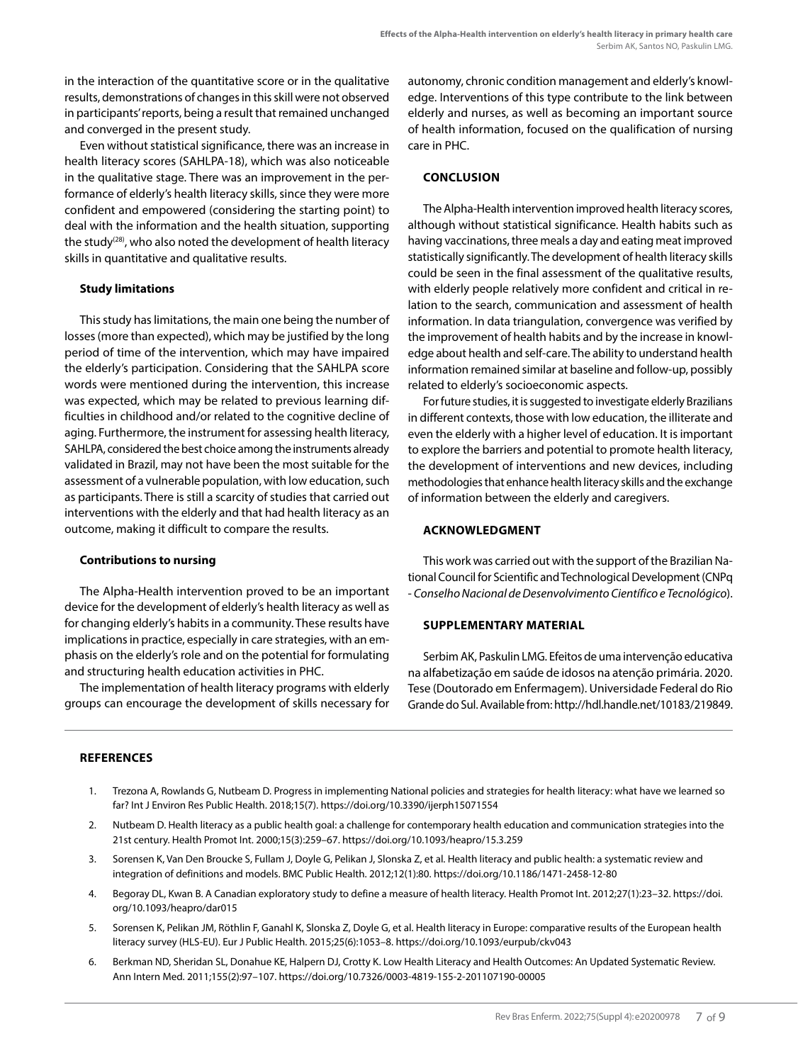in the interaction of the quantitative score or in the qualitative results, demonstrations of changes in this skill were not observed in participants' reports, being a result that remained unchanged and converged in the present study.

Even without statistical significance, there was an increase in health literacy scores (SAHLPA-18), which was also noticeable in the qualitative stage. There was an improvement in the performance of elderly's health literacy skills, since they were more confident and empowered (considering the starting point) to deal with the information and the health situation, supporting the study[28], who also noted the development of health literacy skills in quantitative and qualitative results.

**Study limitations**

This study has limitations, the main one being the number of losses (more than expected), which may be justified by the long period of time of the intervention, which may have impaired the elderly's participation. Considering that the SAHLPA score words were mentioned during the intervention, this increase was expected, which may be related to previous learning difficulties in childhood and/or related to the cognitive decline of aging. Furthermore, the instrument for assessing health literacy, SAHLPA, considered the best choice among the instruments already validated in Brazil, may not have been the most suitable for the assessment of a vulnerable population, with low education, such as participants. There is still a scarcity of studies that carried out interventions with the elderly and that had health literacy as an outcome, making it difficult to compare the results.

**Contributions to nursing**

The Alpha-Health intervention proved to be an important device for the development of elderly's health literacy as well as for changing elderly's habits in a community. These results have implications in practice, especially in care strategies, with an emphasis on the elderly's role and on the potential for formulating and structuring health education activities in PHC.

The implementation of health literacy programs with elderly groups can encourage the development of skills necessary for autonomy, chronic condition management and elderly's knowledge. Interventions of this type contribute to the link between elderly and nurses, as well as becoming an important source of health information, focused on the qualification of nursing care in PHC.

## CONCLUSION

The Alpha-Health intervention improved health literacy scores, although without statistical significance. Health habits such as having vaccinations, three meals a day and eating meat improved statistically significantly. The development of health literacy skills could be seen in the final assessment of the qualitative results, with elderly people relatively more confident and critical in relation to the search, communication and assessment of health information. In data triangulation, convergence was verified by the improvement of health habits and by the increase in knowledge about health and self-care. The ability to understand health information remained similar at baseline and follow-up, possibly related to elderly's socioeconomic aspects.

For future studies, it is suggested to investigate elderly Brazilians in different contexts, those with low education, the illiterate and even the elderly with a higher level of education. It is important to explore the barriers and potential to promote health literacy, the development of interventions and new devices, including methodologies that enhance health literacy skills and the exchange of information between the elderly and caregivers.

## ACKNOWLEDGMENT

This work was carried out with the support of the Brazilian National Council for Scientific and Technological Development (CNPq - *Conselho Nacional de Desenvolvimento Científico e Tecnológico*).

## SUPPLEMENTARY MATERIAL

Serbim AK, Paskulin LMG. Efeitos de uma intervenção educativa na alfabetização em saúde de idosos na atenção primária. 2020. Tese (Doutorado em Enfermagem). Universidade Federal do Rio Grande do Sul. Available from: http://hdl.handle.net/10183/219849.

## REFERENCES

1. Trezona A, Rowlands G, Nutbeam D. Progress in implementing National policies and strategies for health literacy: what have we learned so far? Int J Environ Res Public Health. 2018;15(7). https://doi.org/10.3390/ijerph15071554
2. Nutbeam D. Health literacy as a public health goal: a challenge for contemporary health education and communication strategies into the 21st century. Health Promot Int. 2000;15(3):259–67. https://doi.org/10.1093/heapro/15.3.259
3. Sorensen K, Van Den Broucke S, Fullam J, Doyle G, Pelikan J, Slonska Z, et al. Health literacy and public health: a systematic review and integration of definitions and models. BMC Public Health. 2012;12(1):80. https://doi.org/10.1186/1471-2458-12-80
4. Begoray DL, Kwan B. A Canadian exploratory study to define a measure of health literacy. Health Promot Int. 2012;27(1):23–32. https://doi.org/10.1093/heapro/dar015
5. Sorensen K, Pelikan JM, Röthlin F, Ganahl K, Slonska Z, Doyle G, et al. Health literacy in Europe: comparative results of the European health literacy survey (HLS-EU). Eur J Public Health. 2015;25(6):1053–8. https://doi.org/10.1093/eurpub/ckv043
6. Berkman ND, Sheridan SL, Donahue KE, Halpern DJ, Crotty K. Low Health Literacy and Health Outcomes: An Updated Systematic Review. Ann Intern Med. 2011;155(2):97–107. https://doi.org/10.7326/0003-4819-155-2-201107190-00005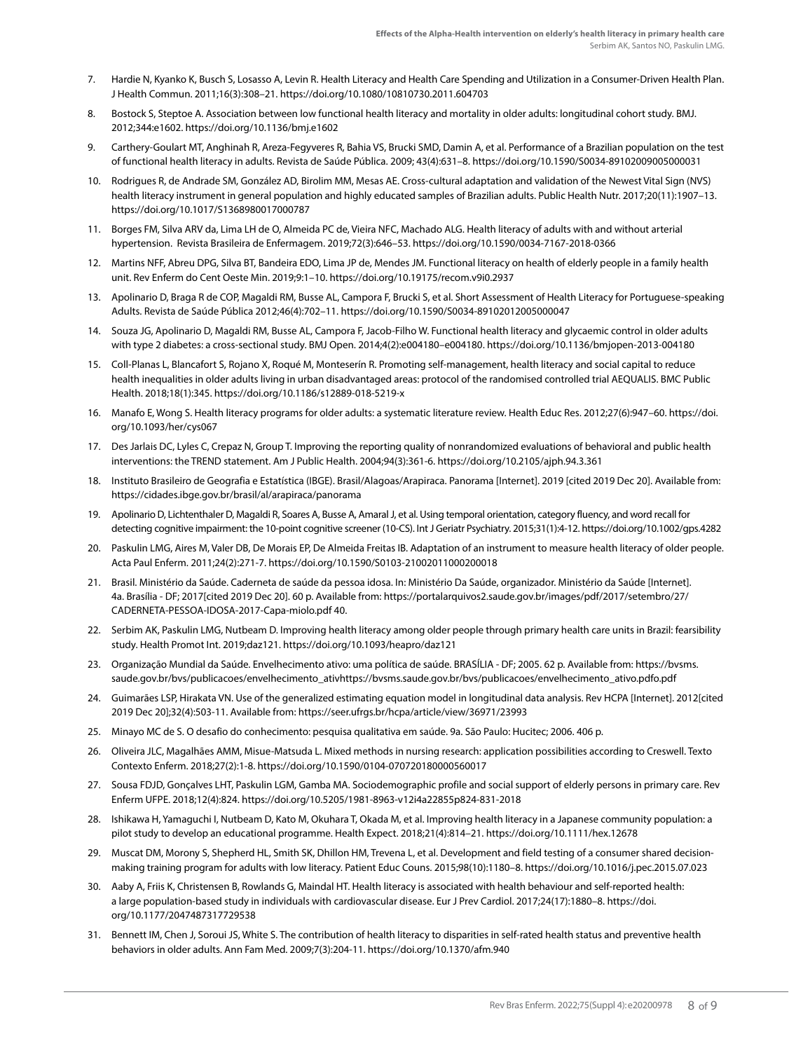7. Hardie N, Kyanko K, Busch S, Losasso A, Levin R. Health Literacy and Health Care Spending and Utilization in a Consumer-Driven Health Plan. J Health Commun. 2011;16(3):308–21. https://doi.org/10.1080/10810730.2011.604703

8. Bostock S, Steptoe A. Association between low functional health literacy and mortality in older adults: longitudinal cohort study. BMJ. 2012;344:e1602. https://doi.org/10.1136/bmj.e1602

9. Carthery-Goulart MT, Anghinah R, Areza-Fegyveres R, Bahia VS, Brucki SMD, Damin A, et al. Performance of a Brazilian population on the test of functional health literacy in adults. Revista de Saúde Pública. 2009; 43(4):631–8. https://doi.org/10.1590/S0034-89102009005000031

10. Rodrigues R, de Andrade SM, González AD, Birolim MM, Mesas AE. Cross-cultural adaptation and validation of the Newest Vital Sign (NVS) health literacy instrument in general population and highly educated samples of Brazilian adults. Public Health Nutr. 2017;20(11):1907–13. https://doi.org/10.1017/S1368980017000787

11. Borges FM, Silva ARV da, Lima LH de O, Almeida PC de, Vieira NFC, Machado ALG. Health literacy of adults with and without arterial hypertension. Revista Brasileira de Enfermagem. 2019;72(3):646–53. https://doi.org/10.1590/0034-7167-2018-0366

12. Martins NFF, Abreu DPG, Silva BT, Bandeira EDO, Lima JP de, Mendes JM. Functional literacy on health of elderly people in a family health unit. Rev Enferm do Cent Oeste Min. 2019;9:1–10. https://doi.org/10.19175/recom.v9i0.2937

13. Apolinario D, Braga R de COP, Magaldi RM, Busse AL, Campora F, Brucki S, et al. Short Assessment of Health Literacy for Portuguese-speaking Adults. Revista de Saúde Pública 2012;46(4):702–11. https://doi.org/10.1590/S0034-89102012005000047

14. Souza JG, Apolinario D, Magaldi RM, Busse AL, Campora F, Jacob-Filho W. Functional health literacy and glycaemic control in older adults with type 2 diabetes: a cross-sectional study. BMJ Open. 2014;4(2):e004180–e004180. https://doi.org/10.1136/bmjopen-2013-004180

15. Coll-Planas L, Blancafort S, Rojano X, Roqué M, Monteserín R. Promoting self-management, health literacy and social capital to reduce health inequalities in older adults living in urban disadvantaged areas: protocol of the randomised controlled trial AEQUALIS. BMC Public Health. 2018;18(1):345. https://doi.org/10.1186/s12889-018-5219-x

16. Manafo E, Wong S. Health literacy programs for older adults: a systematic literature review. Health Educ Res. 2012;27(6):947–60. https://doi.org/10.1093/her/cys067

17. Des Jarlais DC, Lyles C, Crepaz N, Group T. Improving the reporting quality of nonrandomized evaluations of behavioral and public health interventions: the TREND statement. Am J Public Health. 2004;94(3):361-6. https://doi.org/10.2105/ajph.94.3.361

18. Instituto Brasileiro de Geografia e Estatística (IBGE). Brasil/Alagoas/Arapiraca. Panorama [Internet]. 2019 [cited 2019 Dec 20]. Available from: https://cidades.ibge.gov.br/brasil/al/arapiraca/panorama

19. Apolinario D, Lichtenthaler D, Magaldi R, Soares A, Busse A, Amaral J, et al. Using temporal orientation, category fluency, and word recall for detecting cognitive impairment: the 10-point cognitive screener (10-CS). Int J Geriatr Psychiatry. 2015;31(1):4-12. https://doi.org/10.1002/gps.4282

20. Paskulin LMG, Aires M, Valer DB, De Morais EP, De Almeida Freitas IB. Adaptation of an instrument to measure health literacy of older people. Acta Paul Enferm. 2011;24(2):271-7. https://doi.org/10.1590/S0103-21002011000200018

21. Brasil. Ministério da Saúde. Caderneta de saúde da pessoa idosa. In: Ministério Da Saúde, organizador. Ministério da Saúde [Internet]. 4a. Brasília - DF; 2017[cited 2019 Dec 20]. 60 p. Available from: https://portalarquivos2.saude.gov.br/images/pdf/2017/setembro/27/CADERNETA-PESSOA-IDOSA-2017-Capa-miolo.pdf 40.

22. Serbim AK, Paskulin LMG, Nutbeam D. Improving health literacy among older people through primary health care units in Brazil: fearsibility study. Health Promot Int. 2019;daz121. https://doi.org/10.1093/heapro/daz121

23. Organização Mundial da Saúde. Envelhecimento ativo: uma política de saúde. BRASÍLIA - DF; 2005. 62 p. Available from: https://bvsms.saude.gov.br/bvs/publicacoes/envelhecimento_ativhttps://bvsms.saude.gov.br/bvs/publicacoes/envelhecimento_ativo.pdfo.pdf

24. Guimarães LSP, Hirakata VN. Use of the generalized estimating equation model in longitudinal data analysis. Rev HCPA [Internet]. 2012[cited 2019 Dec 20];32(4):503-11. Available from: https://seer.ufrgs.br/hcpa/article/view/36971/23993

25. Minayo MC de S. O desafio do conhecimento: pesquisa qualitativa em saúde. 9a. São Paulo: Hucitec; 2006. 406 p.

26. Oliveira JLC, Magalhães AMM, Misue-Matsuda L. Mixed methods in nursing research: application possibilities according to Creswell. Texto Contexto Enferm. 2018;27(2):1-8. https://doi.org/10.1590/0104-070720180000560017

27. Sousa FDJD, Gonçalves LHT, Paskulin LGM, Gamba MA. Sociodemographic profile and social support of elderly persons in primary care. Rev Enferm UFPE. 2018;12(4):824. https://doi.org/10.5205/1981-8963-v12i4a22855p824-831-2018

28. Ishikawa H, Yamaguchi I, Nutbeam D, Kato M, Okuhara T, Okada M, et al. Improving health literacy in a Japanese community population: a pilot study to develop an educational programme. Health Expect. 2018;21(4):814–21. https://doi.org/10.1111/hex.12678

29. Muscat DM, Morony S, Shepherd HL, Smith SK, Dhillon HM, Trevena L, et al. Development and field testing of a consumer shared decision-making training program for adults with low literacy. Patient Educ Couns. 2015;98(10):1180–8. https://doi.org/10.1016/j.pec.2015.07.023

30. Aaby A, Friis K, Christensen B, Rowlands G, Maindal HT. Health literacy is associated with health behaviour and self-reported health: a large population-based study in individuals with cardiovascular disease. Eur J Prev Cardiol. 2017;24(17):1880–8. https://doi.org/10.1177/2047487317729538

31. Bennett IM, Chen J, Soroui JS, White S. The contribution of health literacy to disparities in self-rated health status and preventive health behaviors in older adults. Ann Fam Med. 2009;7(3):204-11. https://doi.org/10.1370/afm.940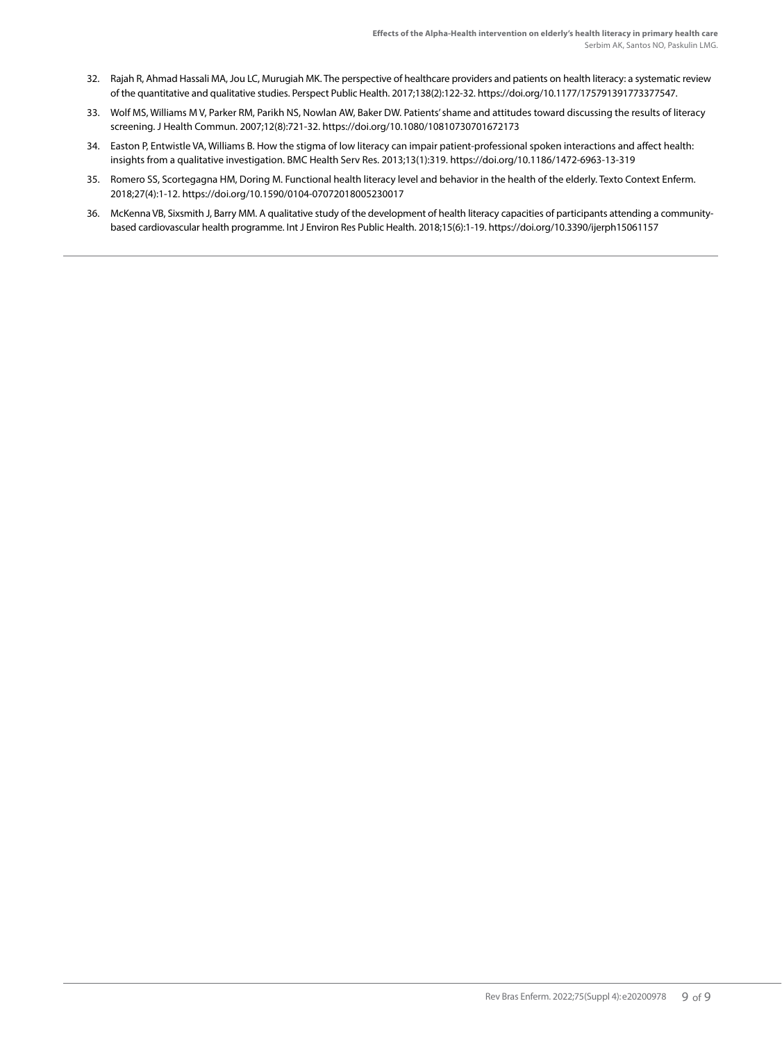32. Rajah R, Ahmad Hassali MA, Jou LC, Murugiah MK. The perspective of healthcare providers and patients on health literacy: a systematic review of the quantitative and qualitative studies. Perspect Public Health. 2017;138(2):122-32. https://doi.org/10.1177/1757913917733775​47.
33. Wolf MS, Williams M V, Parker RM, Parikh NS, Nowlan AW, Baker DW. Patients' shame and attitudes toward discussing the results of literacy screening. J Health Commun. 2007;12(8):721-32. https://doi.org/10.1080/10810730701672173
34. Easton P, Entwistle VA, Williams B. How the stigma of low literacy can impair patient-professional spoken interactions and affect health: insights from a qualitative investigation. BMC Health Serv Res. 2013;13(1):319. https://doi.org/10.1186/1472-6963-13-319
35. Romero SS, Scortegagna HM, Doring M. Functional health literacy level and behavior in the health of the elderly. Texto Context Enferm. 2018;27(4):1-12. https://doi.org/10.1590/0104-07072018005230017
36. McKenna VB, Sixsmith J, Barry MM. A qualitative study of the development of health literacy capacities of participants attending a community-based cardiovascular health programme. Int J Environ Res Public Health. 2018;15(6):1-19. https://doi.org/10.3390/ijerph15061157